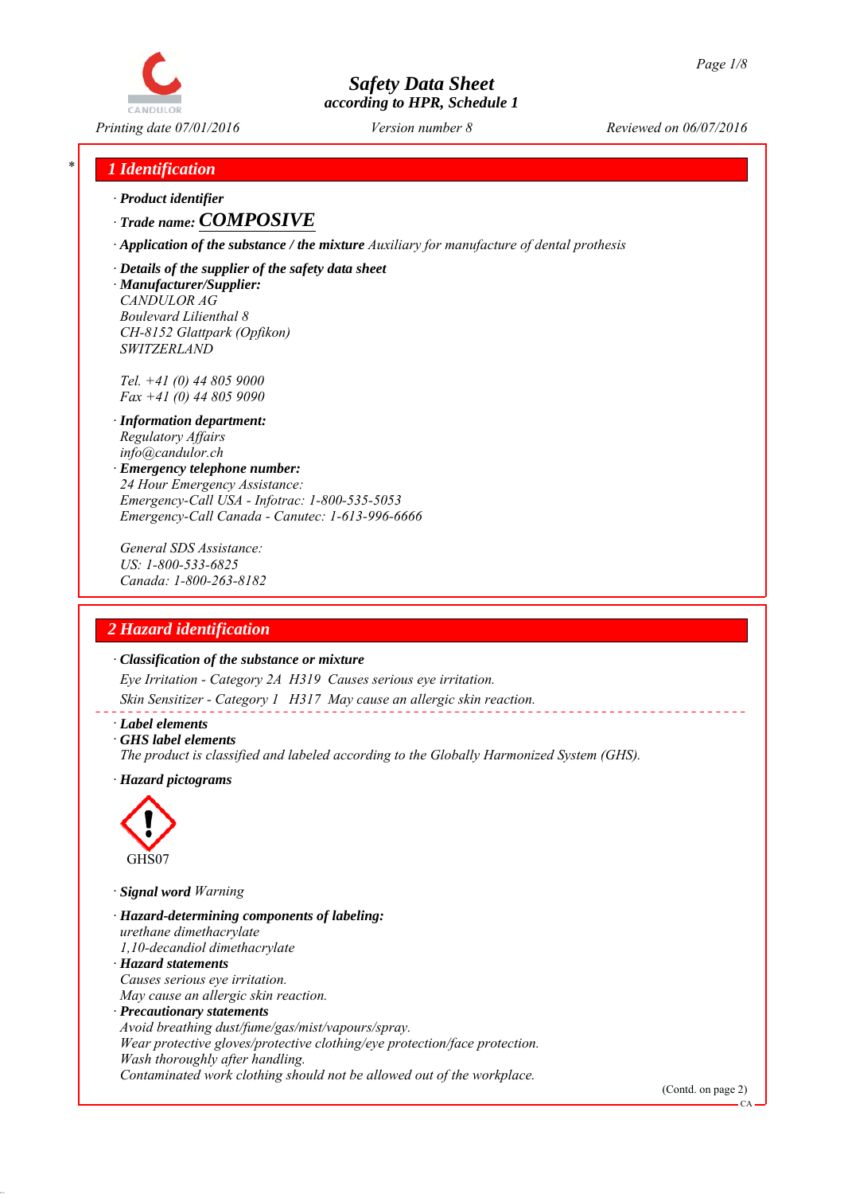# Safety Data Sheet
*according to HPR, Schedule 1*

Printing date 07/01/2016 | Version number 8 | Reviewed on 06/07/2016

## 1 Identification

· **Product identifier**

· **Trade name: COMPOSIVE**

· **Application of the substance / the mixture** Auxiliary for manufacture of dental prothesis

· **Details of the supplier of the safety data sheet**

· **Manufacturer/Supplier:**
CANDULOR AG
Boulevard Lilienthal 8
CH-8152 Glattpark (Opfikon)
SWITZERLAND

Tel. +41 (0) 44 805 9000
Fax +41 (0) 44 805 9090

· **Information department:**
Regulatory Affairs
info@candulor.ch

· **Emergency telephone number:**
24 Hour Emergency Assistance:
Emergency-Call USA - Infotrac: 1-800-535-5053
Emergency-Call Canada - Canutec: 1-613-996-6666

General SDS Assistance:
US: 1-800-533-6825
Canada: 1-800-263-8182

## 2 Hazard identification

· **Classification of the substance or mixture**

Eye Irritation - Category 2A H319 Causes serious eye irritation.

Skin Sensitizer - Category 1 H317 May cause an allergic skin reaction.

· **Label elements**

· **GHS label elements**

The product is classified and labeled according to the Globally Harmonized System (GHS).

· **Hazard pictograms**

GHS07

· **Signal word** Warning

· **Hazard-determining components of labeling:**
urethane dimethacrylate
1,10-decandiol dimethacrylate

· **Hazard statements**
Causes serious eye irritation.
May cause an allergic skin reaction.

· **Precautionary statements**
Avoid breathing dust/fume/gas/mist/vapours/spray.
Wear protective gloves/protective clothing/eye protection/face protection.
Wash thoroughly after handling.
Contaminated work clothing should not be allowed out of the workplace.

(Contd. on page 2)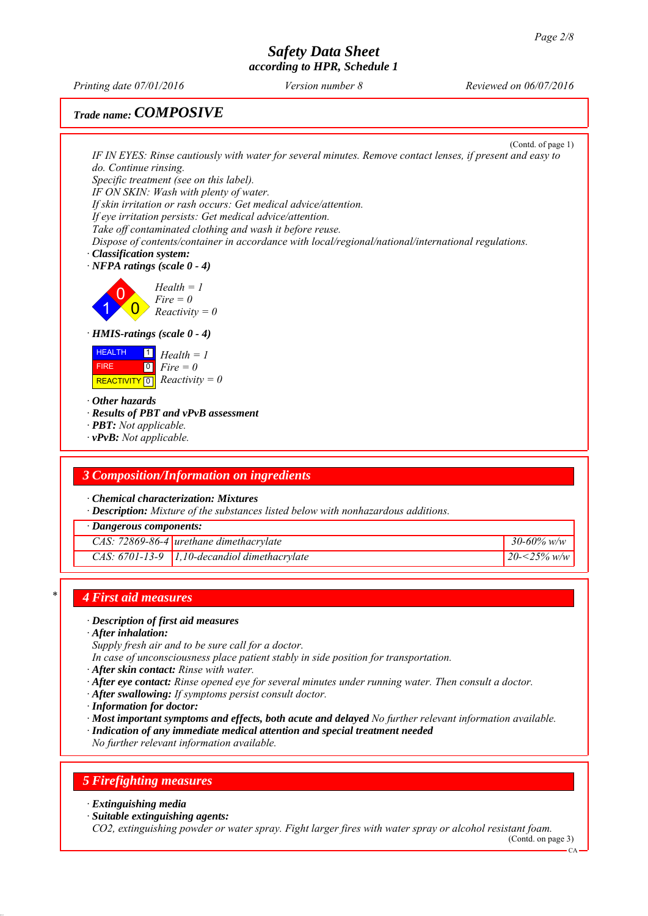Trade name: ***COMPOSIVE***

(Contd. of page 1)

*IF IN EYES: Rinse cautiously with water for several minutes. Remove contact lenses, if present and easy to do. Continue rinsing.*
*Specific treatment (see on this label).*
*IF ON SKIN: Wash with plenty of water.*
*If skin irritation or rash occurs: Get medical advice/attention.*
*If eye irritation persists: Get medical advice/attention.*
*Take off contaminated clothing and wash it before reuse.*
*Dispose of contents/container in accordance with local/regional/national/international regulations.*

· ***Classification system:***
· ***NFPA ratings (scale 0 - 4)***

*Health = 1*
*Fire = 0*
*Reactivity = 0*

· ***HMIS-ratings (scale 0 - 4)***

| | | |
|---|---|---|
| HEALTH | 1 | *Health = 1* |
| FIRE | 0 | *Fire = 0* |
| REACTIVITY | 0 | *Reactivity = 0* |

· ***Other hazards***
· ***Results of PBT and vPvB assessment***
· ***PBT:*** *Not applicable.*
· ***vPvB:*** *Not applicable.*

## *3 Composition/Information on ingredients*

· ***Chemical characterization: Mixtures***
· ***Description:*** *Mixture of the substances listed below with nonhazardous additions.*

| · *Dangerous components:* | | |
|---|---|---|
| *CAS: 72869-86-4* | *urethane dimethacrylate* | *30-60% w/w* |
| *CAS: 6701-13-9* | *1,10-decandiol dimethacrylate* | *20-<25% w/w* |

## *4 First aid measures*

· ***Description of first aid measures***
· ***After inhalation:***
*Supply fresh air and to be sure call for a doctor.*
*In case of unconsciousness place patient stably in side position for transportation.*
· ***After skin contact:*** *Rinse with water.*
· ***After eye contact:*** *Rinse opened eye for several minutes under running water. Then consult a doctor.*
· ***After swallowing:*** *If symptoms persist consult doctor.*
· ***Information for doctor:***
· ***Most important symptoms and effects, both acute and delayed*** *No further relevant information available.*
· ***Indication of any immediate medical attention and special treatment needed***
*No further relevant information available.*

## *5 Firefighting measures*

· ***Extinguishing media***
· ***Suitable extinguishing agents:***
*CO2, extinguishing powder or water spray. Fight larger fires with water spray or alcohol resistant foam.*

(Contd. on page 3)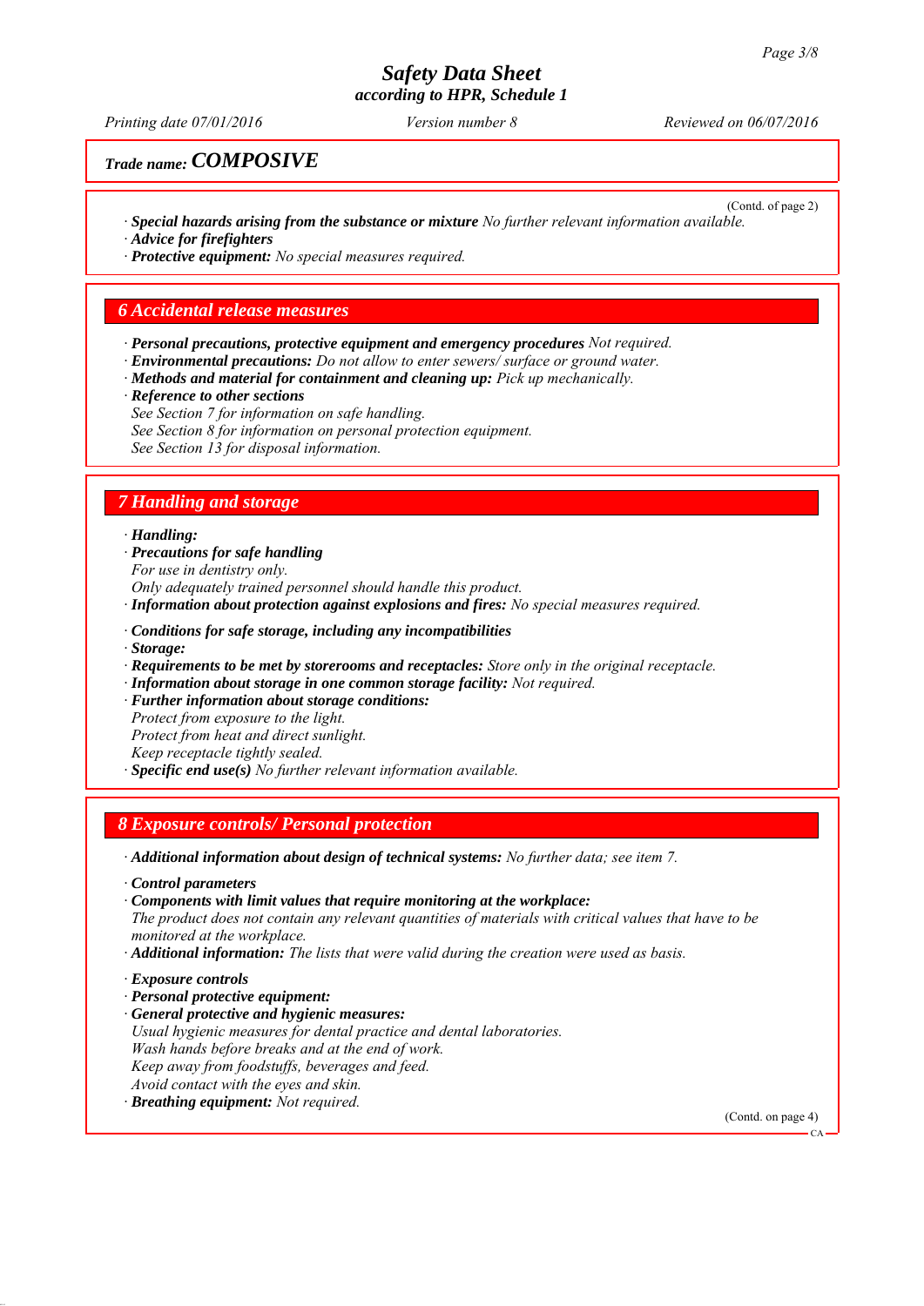*Trade name:* ***COMPOSIVE***

(Contd. of page 2)

· ***Special hazards arising from the substance or mixture*** *No further relevant information available.*
· ***Advice for firefighters***
· ***Protective equipment:*** *No special measures required.*

## 6 Accidental release measures

· ***Personal precautions, protective equipment and emergency procedures*** *Not required.*
· ***Environmental precautions:*** *Do not allow to enter sewers/ surface or ground water.*
· ***Methods and material for containment and cleaning up:*** *Pick up mechanically.*
· ***Reference to other sections***
*See Section 7 for information on safe handling.*
*See Section 8 for information on personal protection equipment.*
*See Section 13 for disposal information.*

## 7 Handling and storage

· ***Handling:***
· ***Precautions for safe handling***
*For use in dentistry only.*
*Only adequately trained personnel should handle this product.*
· ***Information about protection against explosions and fires:*** *No special measures required.*

· ***Conditions for safe storage, including any incompatibilities***
· ***Storage:***
· ***Requirements to be met by storerooms and receptacles:*** *Store only in the original receptacle.*
· ***Information about storage in one common storage facility:*** *Not required.*
· ***Further information about storage conditions:***
*Protect from exposure to the light.*
*Protect from heat and direct sunlight.*
*Keep receptacle tightly sealed.*
· ***Specific end use(s)*** *No further relevant information available.*

## 8 Exposure controls/ Personal protection

· ***Additional information about design of technical systems:*** *No further data; see item 7.*

· ***Control parameters***
· ***Components with limit values that require monitoring at the workplace:***
*The product does not contain any relevant quantities of materials with critical values that have to be monitored at the workplace.*
· ***Additional information:*** *The lists that were valid during the creation were used as basis.*

· ***Exposure controls***
· ***Personal protective equipment:***
· ***General protective and hygienic measures:***
*Usual hygienic measures for dental practice and dental laboratories.*
*Wash hands before breaks and at the end of work.*
*Keep away from foodstuffs, beverages and feed.*
*Avoid contact with the eyes and skin.*
· ***Breathing equipment:*** *Not required.*

(Contd. on page 4)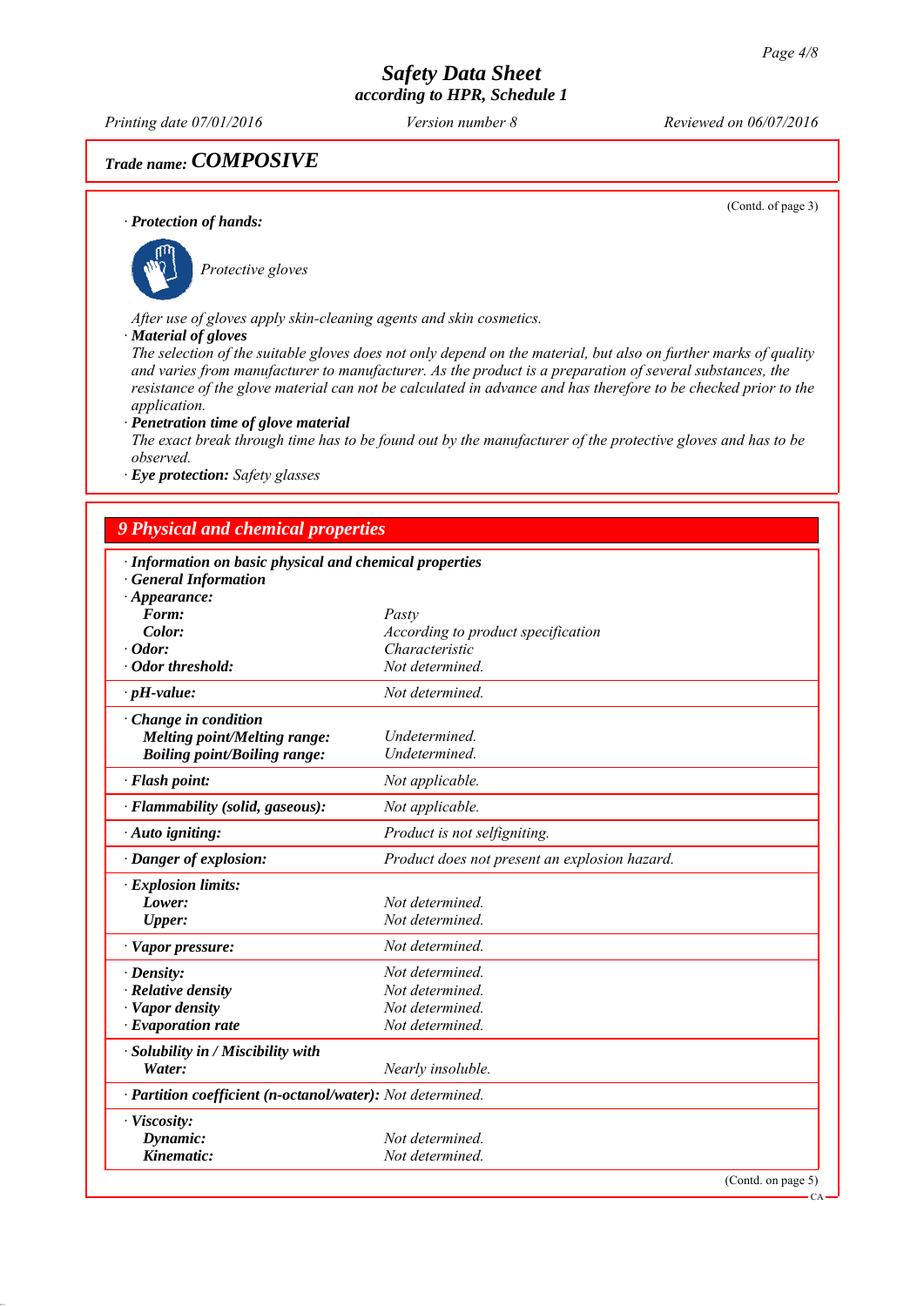**Trade name: *COMPOSIVE***

(Contd. of page 3)

· **Protection of hands:**

*Protective gloves*

*After use of gloves apply skin-cleaning agents and skin cosmetics.*

· **Material of gloves**

*The selection of the suitable gloves does not only depend on the material, but also on further marks of quality and varies from manufacturer to manufacturer. As the product is a preparation of several substances, the resistance of the glove material can not be calculated in advance and has therefore to be checked prior to the application.*

· **Penetration time of glove material**

*The exact break through time has to be found out by the manufacturer of the protective gloves and has to be observed.*

· **Eye protection:** *Safety glasses*

## 9 Physical and chemical properties

| | |
|---|---|
| · **Information on basic physical and chemical properties** | |
| · **General Information** | |
| · **Appearance:** | |
| **Form:** | *Pasty* |
| **Color:** | *According to product specification* |
| · **Odor:** | *Characteristic* |
| · **Odor threshold:** | *Not determined.* |
| · **pH-value:** | *Not determined.* |
| · **Change in condition** | |
| **Melting point/Melting range:** | *Undetermined.* |
| **Boiling point/Boiling range:** | *Undetermined.* |
| · **Flash point:** | *Not applicable.* |
| · **Flammability (solid, gaseous):** | *Not applicable.* |
| · **Auto igniting:** | *Product is not selfigniting.* |
| · **Danger of explosion:** | *Product does not present an explosion hazard.* |
| · **Explosion limits:** | |
| **Lower:** | *Not determined.* |
| **Upper:** | *Not determined.* |
| · **Vapor pressure:** | *Not determined.* |
| · **Density:** | *Not determined.* |
| · **Relative density** | *Not determined.* |
| · **Vapor density** | *Not determined.* |
| · **Evaporation rate** | *Not determined.* |
| · **Solubility in / Miscibility with** | |
| **Water:** | *Nearly insoluble.* |
| · **Partition coefficient (n-octanol/water):** | *Not determined.* |
| · **Viscosity:** | |
| **Dynamic:** | *Not determined.* |
| **Kinematic:** | *Not determined.* |

(Contd. on page 5)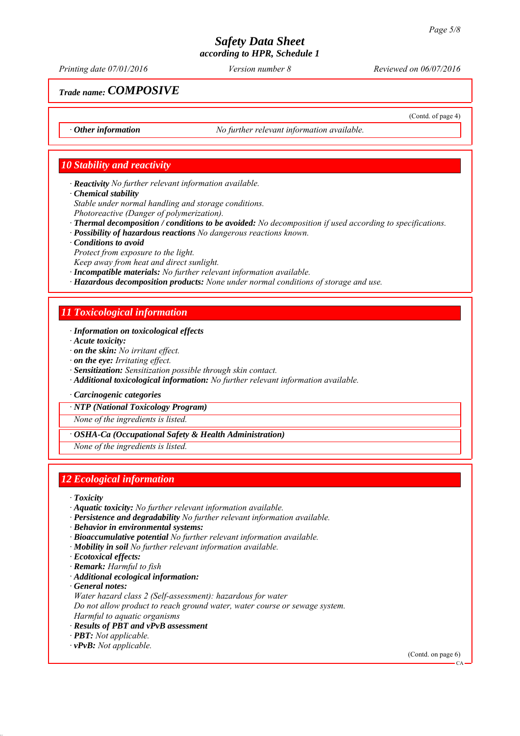**Trade name: COMPOSIVE**

(Contd. of page 4)

| · **Other information** | *No further relevant information available.* |
|---|---|

## 10 Stability and reactivity

· **Reactivity** *No further relevant information available.*
· **Chemical stability**
*Stable under normal handling and storage conditions.*
*Photoreactive (Danger of polymerization).*
· **Thermal decomposition / conditions to be avoided:** *No decomposition if used according to specifications.*
· **Possibility of hazardous reactions** *No dangerous reactions known.*
· **Conditions to avoid**
*Protect from exposure to the light.*
*Keep away from heat and direct sunlight.*
· **Incompatible materials:** *No further relevant information available.*
· **Hazardous decomposition products:** *None under normal conditions of storage and use.*

## 11 Toxicological information

· **Information on toxicological effects**
· **Acute toxicity:**
· **on the skin:** *No irritant effect.*
· **on the eye:** *Irritating effect.*
· **Sensitization:** *Sensitization possible through skin contact.*
· **Additional toxicological information:** *No further relevant information available.*

· **Carcinogenic categories**

| · **NTP (National Toxicology Program)** |
|---|
| *None of the ingredients is listed.* |

| · **OSHA-Ca (Occupational Safety & Health Administration)** |
|---|
| *None of the ingredients is listed.* |

## 12 Ecological information

· **Toxicity**
· **Aquatic toxicity:** *No further relevant information available.*
· **Persistence and degradability** *No further relevant information available.*
· **Behavior in environmental systems:**
· **Bioaccumulative potential** *No further relevant information available.*
· **Mobility in soil** *No further relevant information available.*
· **Ecotoxical effects:**
· **Remark:** *Harmful to fish*
· **Additional ecological information:**
· **General notes:**
*Water hazard class 2 (Self-assessment): hazardous for water*
*Do not allow product to reach ground water, water course or sewage system.*
*Harmful to aquatic organisms*
· **Results of PBT and vPvB assessment**
· **PBT:** *Not applicable.*
· **vPvB:** *Not applicable.*

(Contd. on page 6)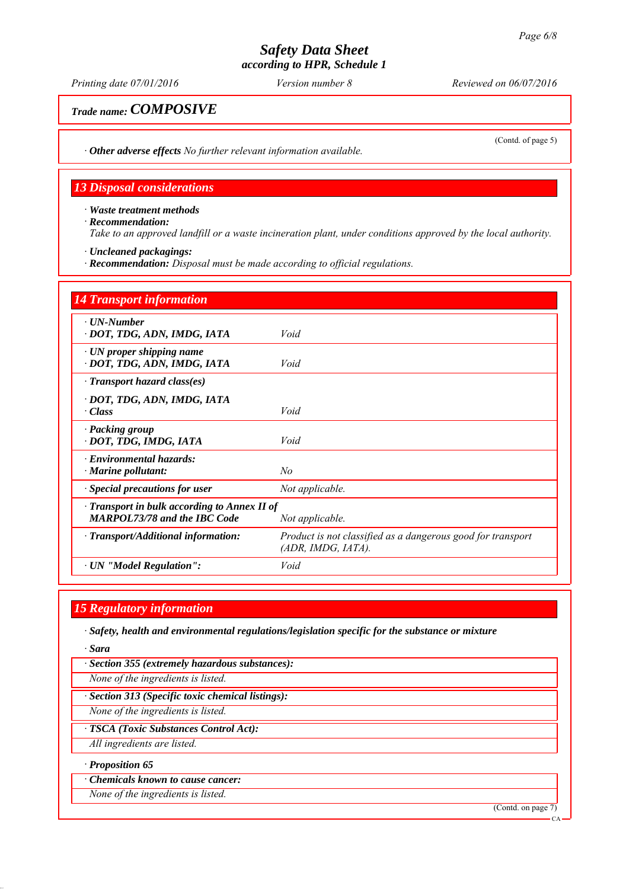# Safety Data Sheet
### according to HPR, Schedule 1

*Printing date 07/01/2016* *Version number 8* *Reviewed on 06/07/2016*

**Trade name: COMPOSIVE**

(Contd. of page 5)

· **Other adverse effects** *No further relevant information available.*

## 13 Disposal considerations

· **Waste treatment methods**
· **Recommendation:**
*Take to an approved landfill or a waste incineration plant, under conditions approved by the local authority.*

· **Uncleaned packagings:**
· **Recommendation:** *Disposal must be made according to official regulations.*

## 14 Transport information

| | |
|---|---|
| · **UN-Number**<br>· **DOT, TDG, ADN, IMDG, IATA** | *Void* |
| · **UN proper shipping name**<br>· **DOT, TDG, ADN, IMDG, IATA** | *Void* |
| · **Transport hazard class(es)**<br>· **DOT, TDG, ADN, IMDG, IATA**<br>· **Class** | *Void* |
| · **Packing group**<br>· **DOT, TDG, IMDG, IATA** | *Void* |
| · **Environmental hazards:**<br>· **Marine pollutant:** | *No* |
| · **Special precautions for user** | *Not applicable.* |
| · **Transport in bulk according to Annex II of MARPOL73/78 and the IBC Code** | *Not applicable.* |
| · **Transport/Additional information:** | *Product is not classified as a dangerous good for transport (ADR, IMDG, IATA).* |
| · **UN "Model Regulation":** | *Void* |

## 15 Regulatory information

· **Safety, health and environmental regulations/legislation specific for the substance or mixture**

· **Sara**

· **Section 355 (extremely hazardous substances):**
*None of the ingredients is listed.*

· **Section 313 (Specific toxic chemical listings):**
*None of the ingredients is listed.*

· **TSCA (Toxic Substances Control Act):**
*All ingredients are listed.*

· **Proposition 65**

· **Chemicals known to cause cancer:**
*None of the ingredients is listed.*

(Contd. on page 7)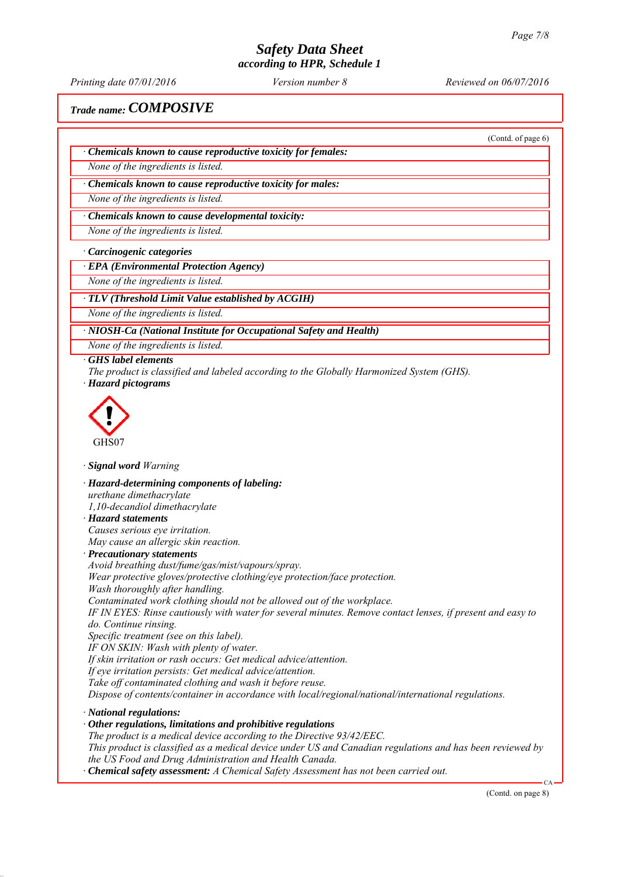# Safety Data Sheet
## according to HPR, Schedule 1

*Printing date 07/01/2016* *Version number 8* *Reviewed on 06/07/2016*

## *Trade name:* ***COMPOSIVE***

(Contd. of page 6)

· ***Chemicals known to cause reproductive toxicity for females:***

*None of the ingredients is listed.*

· ***Chemicals known to cause reproductive toxicity for males:***

*None of the ingredients is listed.*

· ***Chemicals known to cause developmental toxicity:***

*None of the ingredients is listed.*

· ***Carcinogenic categories***

· ***EPA (Environmental Protection Agency)***

*None of the ingredients is listed.*

· ***TLV (Threshold Limit Value established by ACGIH)***

*None of the ingredients is listed.*

· ***NIOSH-Ca (National Institute for Occupational Safety and Health)***

*None of the ingredients is listed.*

· ***GHS label elements***

*The product is classified and labeled according to the Globally Harmonized System (GHS).*

· ***Hazard pictograms***

GHS07

· ***Signal word*** *Warning*

· ***Hazard-determining components of labeling:***

*urethane dimethacrylate*
*1,10-decandiol dimethacrylate*

· ***Hazard statements***

*Causes serious eye irritation.*
*May cause an allergic skin reaction.*

· ***Precautionary statements***

*Avoid breathing dust/fume/gas/mist/vapours/spray.*
*Wear protective gloves/protective clothing/eye protection/face protection.*
*Wash thoroughly after handling.*
*Contaminated work clothing should not be allowed out of the workplace.*
*IF IN EYES: Rinse cautiously with water for several minutes. Remove contact lenses, if present and easy to do. Continue rinsing.*
*Specific treatment (see on this label).*
*IF ON SKIN: Wash with plenty of water.*
*If skin irritation or rash occurs: Get medical advice/attention.*
*If eye irritation persists: Get medical advice/attention.*
*Take off contaminated clothing and wash it before reuse.*
*Dispose of contents/container in accordance with local/regional/national/international regulations.*

· ***National regulations:***

· ***Other regulations, limitations and prohibitive regulations***

*The product is a medical device according to the Directive 93/42/EEC.*
*This product is classified as a medical device under US and Canadian regulations and has been reviewed by the US Food and Drug Administration and Health Canada.*

· ***Chemical safety assessment:*** *A Chemical Safety Assessment has not been carried out.*

(Contd. on page 8)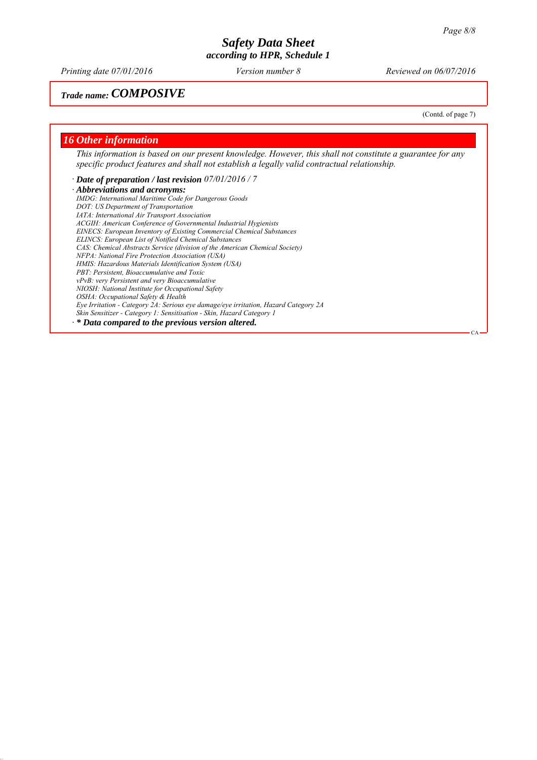*Safety Data Sheet*
*according to HPR, Schedule 1*

*Printing date 07/01/2016* *Version number 8* *Reviewed on 06/07/2016*

## *Trade name: COMPOSIVE*

(Contd. of page 7)

## *16 Other information*

*This information is based on our present knowledge. However, this shall not constitute a guarantee for any specific product features and shall not establish a legally valid contractual relationship.*

· ***Date of preparation / last revision*** *07/01/2016 / 7*

· ***Abbreviations and acronyms:***

*IMDG: International Maritime Code for Dangerous Goods*
*DOT: US Department of Transportation*
*IATA: International Air Transport Association*
*ACGIH: American Conference of Governmental Industrial Hygienists*
*EINECS: European Inventory of Existing Commercial Chemical Substances*
*ELINCS: European List of Notified Chemical Substances*
*CAS: Chemical Abstracts Service (division of the American Chemical Society)*
*NFPA: National Fire Protection Association (USA)*
*HMIS: Hazardous Materials Identification System (USA)*
*PBT: Persistent, Bioaccumulative and Toxic*
*vPvB: very Persistent and very Bioaccumulative*
*NIOSH: National Institute for Occupational Safety*
*OSHA: Occupational Safety & Health*
*Eye Irritation - Category 2A: Serious eye damage/eye irritation, Hazard Category 2A*
*Skin Sensitizer - Category 1: Sensitisation - Skin, Hazard Category 1*

· ***\* Data compared to the previous version altered.***

CA